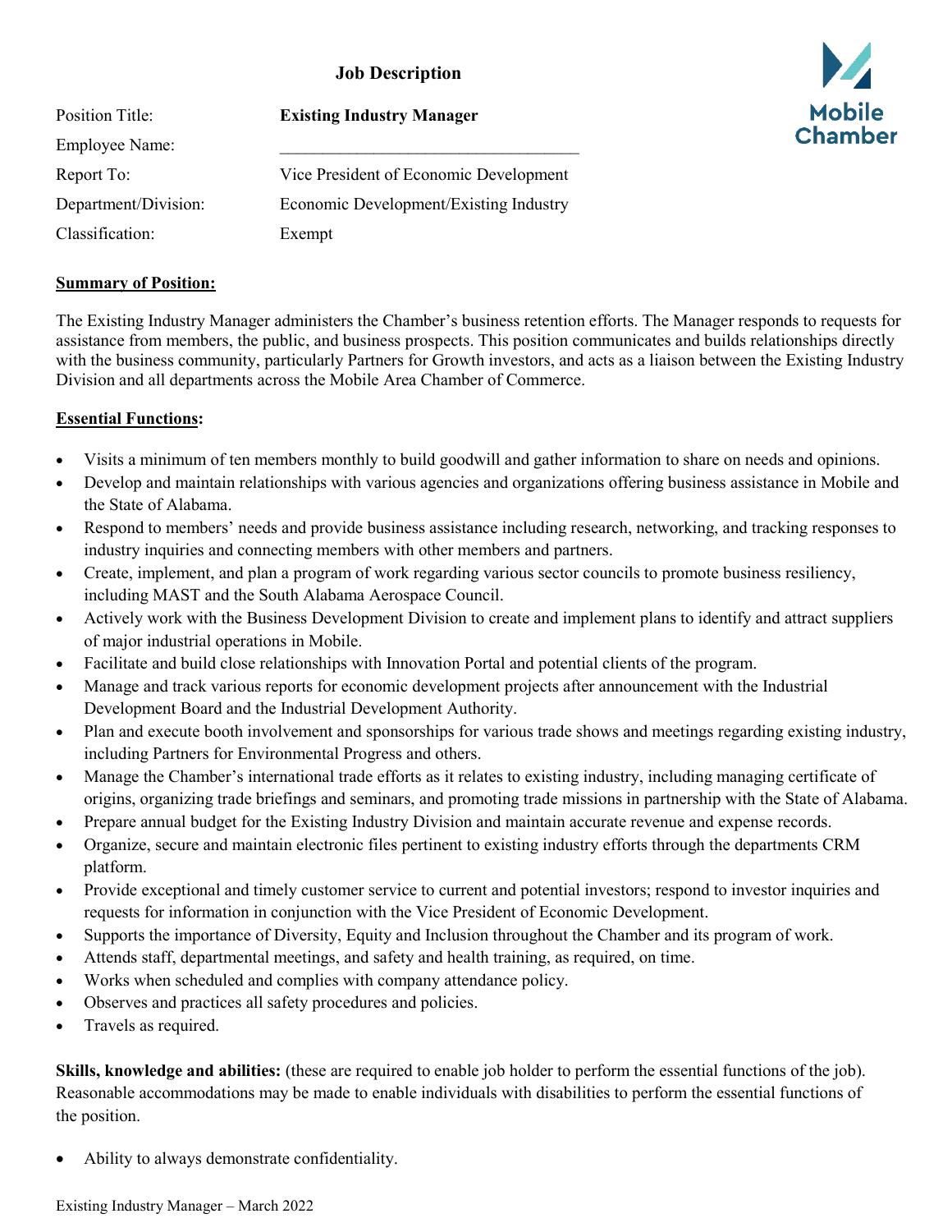# Job Description

| | |
|---|---|
| Position Title: | **Existing Industry Manager** |
| Employee Name: | ___________________________________ |
| Report To: | Vice President of Economic Development |
| Department/Division: | Economic Development/Existing Industry |
| Classification: | Exempt |

Mobile Chamber

**Summary of Position:**

The Existing Industry Manager administers the Chamber's business retention efforts. The Manager responds to requests for assistance from members, the public, and business prospects. This position communicates and builds relationships directly with the business community, particularly Partners for Growth investors, and acts as a liaison between the Existing Industry Division and all departments across the Mobile Area Chamber of Commerce.

**Essential Functions:**

- Visits a minimum of ten members monthly to build goodwill and gather information to share on needs and opinions.
- Develop and maintain relationships with various agencies and organizations offering business assistance in Mobile and the State of Alabama.
- Respond to members' needs and provide business assistance including research, networking, and tracking responses to industry inquiries and connecting members with other members and partners.
- Create, implement, and plan a program of work regarding various sector councils to promote business resiliency, including MAST and the South Alabama Aerospace Council.
- Actively work with the Business Development Division to create and implement plans to identify and attract suppliers of major industrial operations in Mobile.
- Facilitate and build close relationships with Innovation Portal and potential clients of the program.
- Manage and track various reports for economic development projects after announcement with the Industrial Development Board and the Industrial Development Authority.
- Plan and execute booth involvement and sponsorships for various trade shows and meetings regarding existing industry, including Partners for Environmental Progress and others.
- Manage the Chamber's international trade efforts as it relates to existing industry, including managing certificate of origins, organizing trade briefings and seminars, and promoting trade missions in partnership with the State of Alabama.
- Prepare annual budget for the Existing Industry Division and maintain accurate revenue and expense records.
- Organize, secure and maintain electronic files pertinent to existing industry efforts through the departments CRM platform.
- Provide exceptional and timely customer service to current and potential investors; respond to investor inquiries and requests for information in conjunction with the Vice President of Economic Development.
- Supports the importance of Diversity, Equity and Inclusion throughout the Chamber and its program of work.
- Attends staff, departmental meetings, and safety and health training, as required, on time.
- Works when scheduled and complies with company attendance policy.
- Observes and practices all safety procedures and policies.
- Travels as required.

**Skills, knowledge and abilities:** (these are required to enable job holder to perform the essential functions of the job). Reasonable accommodations may be made to enable individuals with disabilities to perform the essential functions of the position.

- Ability to always demonstrate confidentiality.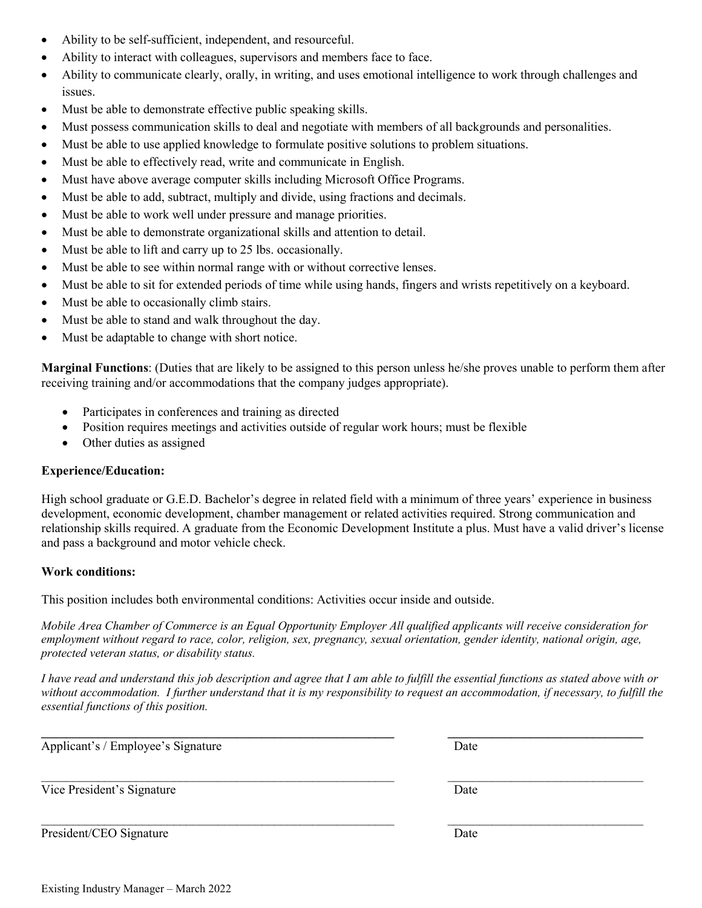- Ability to be self-sufficient, independent, and resourceful.
- Ability to interact with colleagues, supervisors and members face to face.
- Ability to communicate clearly, orally, in writing, and uses emotional intelligence to work through challenges and issues.
- Must be able to demonstrate effective public speaking skills.
- Must possess communication skills to deal and negotiate with members of all backgrounds and personalities.
- Must be able to use applied knowledge to formulate positive solutions to problem situations.
- Must be able to effectively read, write and communicate in English.
- Must have above average computer skills including Microsoft Office Programs.
- Must be able to add, subtract, multiply and divide, using fractions and decimals.
- Must be able to work well under pressure and manage priorities.
- Must be able to demonstrate organizational skills and attention to detail.
- Must be able to lift and carry up to 25 lbs. occasionally.
- Must be able to see within normal range with or without corrective lenses.
- Must be able to sit for extended periods of time while using hands, fingers and wrists repetitively on a keyboard.
- Must be able to occasionally climb stairs.
- Must be able to stand and walk throughout the day.
- Must be adaptable to change with short notice.

**Marginal Functions**: (Duties that are likely to be assigned to this person unless he/she proves unable to perform them after receiving training and/or accommodations that the company judges appropriate).

- Participates in conferences and training as directed
- Position requires meetings and activities outside of regular work hours; must be flexible
- Other duties as assigned

**Experience/Education:**

High school graduate or G.E.D. Bachelor's degree in related field with a minimum of three years' experience in business development, economic development, chamber management or related activities required. Strong communication and relationship skills required. A graduate from the Economic Development Institute a plus. Must have a valid driver's license and pass a background and motor vehicle check.

**Work conditions:**

This position includes both environmental conditions: Activities occur inside and outside.

*Mobile Area Chamber of Commerce is an Equal Opportunity Employer All qualified applicants will receive consideration for employment without regard to race, color, religion, sex, pregnancy, sexual orientation, gender identity, national origin, age, protected veteran status, or disability status.*

*I have read and understand this job description and agree that I am able to fulfill the essential functions as stated above with or without accommodation. I further understand that it is my responsibility to request an accommodation, if necessary, to fulfill the essential functions of this position.*

\_\_\_\_\_\_\_\_\_\_\_\_\_\_\_\_\_\_\_\_\_\_\_\_\_\_\_\_\_\_\_\_\_\_\_\_\_\_\_\_ \_\_\_\_\_\_\_\_\_\_\_\_\_\_\_\_\_\_\_\_\_\_

Applicant's / Employee's Signature Date

\_\_\_\_\_\_\_\_\_\_\_\_\_\_\_\_\_\_\_\_\_\_\_\_\_\_\_\_\_\_\_\_\_\_\_\_\_\_\_\_ \_\_\_\_\_\_\_\_\_\_\_\_\_\_\_\_\_\_\_\_\_\_

Vice President's Signature Date

\_\_\_\_\_\_\_\_\_\_\_\_\_\_\_\_\_\_\_\_\_\_\_\_\_\_\_\_\_\_\_\_\_\_\_\_\_\_\_\_ \_\_\_\_\_\_\_\_\_\_\_\_\_\_\_\_\_\_\_\_\_\_

President/CEO Signature Date